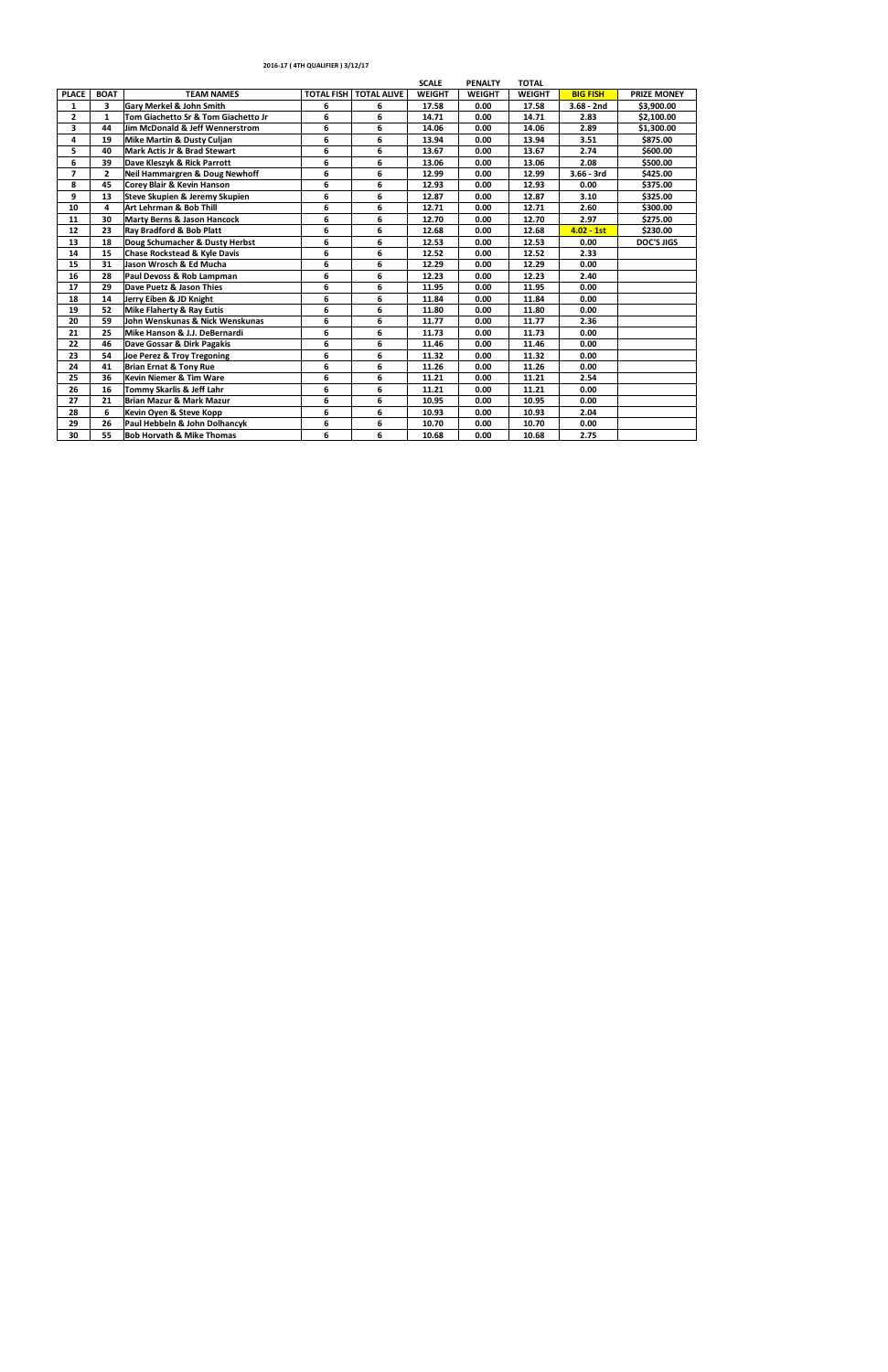**2016-17 ( 4TH QUALIFIER ) 3/12/17**

| PLACE | BOAT | TEAM NAMES | TOTAL FISH | TOTAL ALIVE | SCALE WEIGHT | PENALTY WEIGHT | TOTAL WEIGHT | BIG FISH | PRIZE MONEY |
|---|---|---|---|---|---|---|---|---|---|
| 1 | 3 | Gary Merkel & John Smith | 6 | 6 | 17.58 | 0.00 | 17.58 | 3.68 - 2nd | $3,900.00 |
| 2 | 1 | Tom Giachetto Sr & Tom Giachetto Jr | 6 | 6 | 14.71 | 0.00 | 14.71 | 2.83 | $2,100.00 |
| 3 | 44 | Jim McDonald & Jeff Wennerstrom | 6 | 6 | 14.06 | 0.00 | 14.06 | 2.89 | $1,300.00 |
| 4 | 19 | Mike Martin & Dusty Culjan | 6 | 6 | 13.94 | 0.00 | 13.94 | 3.51 | $875.00 |
| 5 | 40 | Mark Actis Jr & Brad Stewart | 6 | 6 | 13.67 | 0.00 | 13.67 | 2.74 | $600.00 |
| 6 | 39 | Dave Kleszyk & Rick Parrott | 6 | 6 | 13.06 | 0.00 | 13.06 | 2.08 | $500.00 |
| 7 | 2 | Neil Hammargren & Doug Newhoff | 6 | 6 | 12.99 | 0.00 | 12.99 | 3.66 - 3rd | $425.00 |
| 8 | 45 | Corey Blair & Kevin Hanson | 6 | 6 | 12.93 | 0.00 | 12.93 | 0.00 | $375.00 |
| 9 | 13 | Steve Skupien & Jeremy Skupien | 6 | 6 | 12.87 | 0.00 | 12.87 | 3.10 | $325.00 |
| 10 | 4 | Art Lehrman & Bob Thill | 6 | 6 | 12.71 | 0.00 | 12.71 | 2.60 | $300.00 |
| 11 | 30 | Marty Berns & Jason Hancock | 6 | 6 | 12.70 | 0.00 | 12.70 | 2.97 | $275.00 |
| 12 | 23 | Ray Bradford & Bob Platt | 6 | 6 | 12.68 | 0.00 | 12.68 | 4.02 - 1st | $230.00 |
| 13 | 18 | Doug Schumacher & Dusty Herbst | 6 | 6 | 12.53 | 0.00 | 12.53 | 0.00 | DOC'S JIGS |
| 14 | 15 | Chase Rockstead & Kyle Davis | 6 | 6 | 12.52 | 0.00 | 12.52 | 2.33 | |
| 15 | 31 | Jason Wrosch & Ed Mucha | 6 | 6 | 12.29 | 0.00 | 12.29 | 0.00 | |
| 16 | 28 | Paul Devoss & Rob Lampman | 6 | 6 | 12.23 | 0.00 | 12.23 | 2.40 | |
| 17 | 29 | Dave Puetz & Jason Thies | 6 | 6 | 11.95 | 0.00 | 11.95 | 0.00 | |
| 18 | 14 | Jerry Eiben & JD Knight | 6 | 6 | 11.84 | 0.00 | 11.84 | 0.00 | |
| 19 | 52 | Mike Flaherty & Ray Eutis | 6 | 6 | 11.80 | 0.00 | 11.80 | 0.00 | |
| 20 | 59 | John Wenskunas & Nick Wenskunas | 6 | 6 | 11.77 | 0.00 | 11.77 | 2.36 | |
| 21 | 25 | Mike Hanson & J.J. DeBernardi | 6 | 6 | 11.73 | 0.00 | 11.73 | 0.00 | |
| 22 | 46 | Dave Gossar & Dirk Pagakis | 6 | 6 | 11.46 | 0.00 | 11.46 | 0.00 | |
| 23 | 54 | Joe Perez & Troy Tregoning | 6 | 6 | 11.32 | 0.00 | 11.32 | 0.00 | |
| 24 | 41 | Brian Ernat & Tony Rue | 6 | 6 | 11.26 | 0.00 | 11.26 | 0.00 | |
| 25 | 36 | Kevin Niemer & Tim Ware | 6 | 6 | 11.21 | 0.00 | 11.21 | 2.54 | |
| 26 | 16 | Tommy Skarlis & Jeff Lahr | 6 | 6 | 11.21 | 0.00 | 11.21 | 0.00 | |
| 27 | 21 | Brian Mazur & Mark Mazur | 6 | 6 | 10.95 | 0.00 | 10.95 | 0.00 | |
| 28 | 6 | Kevin Oyen & Steve Kopp | 6 | 6 | 10.93 | 0.00 | 10.93 | 2.04 | |
| 29 | 26 | Paul Hebbeln & John Dolhancyk | 6 | 6 | 10.70 | 0.00 | 10.70 | 0.00 | |
| 30 | 55 | Bob Horvath & Mike Thomas | 6 | 6 | 10.68 | 0.00 | 10.68 | 2.75 | |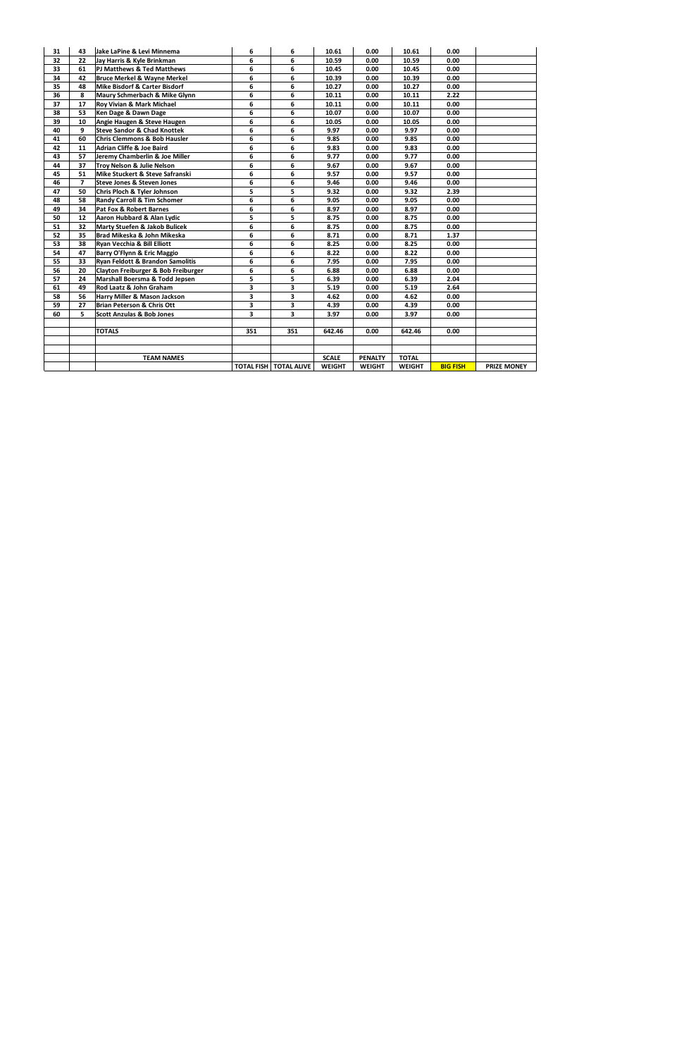| | | | | | | | | | |
|---|---|---|---|---|---|---|---|---|---|
| 31 | 43 | Jake LaPine & Levi Minnema | 6 | 6 | 10.61 | 0.00 | 10.61 | 0.00 | |
| 32 | 22 | Jay Harris & Kyle Brinkman | 6 | 6 | 10.59 | 0.00 | 10.59 | 0.00 | |
| 33 | 61 | PJ Matthews & Ted Matthews | 6 | 6 | 10.45 | 0.00 | 10.45 | 0.00 | |
| 34 | 42 | Bruce Merkel & Wayne Merkel | 6 | 6 | 10.39 | 0.00 | 10.39 | 0.00 | |
| 35 | 48 | Mike Bisdorf & Carter Bisdorf | 6 | 6 | 10.27 | 0.00 | 10.27 | 0.00 | |
| 36 | 8 | Maury Schmerbach & Mike Glynn | 6 | 6 | 10.11 | 0.00 | 10.11 | 2.22 | |
| 37 | 17 | Roy Vivian & Mark Michael | 6 | 6 | 10.11 | 0.00 | 10.11 | 0.00 | |
| 38 | 53 | Ken Dage & Dawn Dage | 6 | 6 | 10.07 | 0.00 | 10.07 | 0.00 | |
| 39 | 10 | Angie Haugen & Steve Haugen | 6 | 6 | 10.05 | 0.00 | 10.05 | 0.00 | |
| 40 | 9 | Steve Sandor & Chad Knottek | 6 | 6 | 9.97 | 0.00 | 9.97 | 0.00 | |
| 41 | 60 | Chris Clemmons & Bob Hausler | 6 | 6 | 9.85 | 0.00 | 9.85 | 0.00 | |
| 42 | 11 | Adrian Cliffe & Joe Baird | 6 | 6 | 9.83 | 0.00 | 9.83 | 0.00 | |
| 43 | 57 | Jeremy Chamberlin & Joe Miller | 6 | 6 | 9.77 | 0.00 | 9.77 | 0.00 | |
| 44 | 37 | Troy Nelson & Julie Nelson | 6 | 6 | 9.67 | 0.00 | 9.67 | 0.00 | |
| 45 | 51 | Mike Stuckert & Steve Safranski | 6 | 6 | 9.57 | 0.00 | 9.57 | 0.00 | |
| 46 | 7 | Steve Jones & Steven Jones | 6 | 6 | 9.46 | 0.00 | 9.46 | 0.00 | |
| 47 | 50 | Chris Ploch & Tyler Johnson | 5 | 5 | 9.32 | 0.00 | 9.32 | 2.39 | |
| 48 | 58 | Randy Carroll & Tim Schomer | 6 | 6 | 9.05 | 0.00 | 9.05 | 0.00 | |
| 49 | 34 | Pat Fox & Robert Barnes | 6 | 6 | 8.97 | 0.00 | 8.97 | 0.00 | |
| 50 | 12 | Aaron Hubbard & Alan Lydic | 5 | 5 | 8.75 | 0.00 | 8.75 | 0.00 | |
| 51 | 32 | Marty Stuefen & Jakob Bulicek | 6 | 6 | 8.75 | 0.00 | 8.75 | 0.00 | |
| 52 | 35 | Brad Mikeska & John Mikeska | 6 | 6 | 8.71 | 0.00 | 8.71 | 1.37 | |
| 53 | 38 | Ryan Vecchia & Bill Elliott | 6 | 6 | 8.25 | 0.00 | 8.25 | 0.00 | |
| 54 | 47 | Barry O'Flynn & Eric Maggio | 6 | 6 | 8.22 | 0.00 | 8.22 | 0.00 | |
| 55 | 33 | Ryan Feldott & Brandon Samolitis | 6 | 6 | 7.95 | 0.00 | 7.95 | 0.00 | |
| 56 | 20 | Clayton Freiburger & Bob Freiburger | 6 | 6 | 6.88 | 0.00 | 6.88 | 0.00 | |
| 57 | 24 | Marshall Boersma & Todd Jepsen | 5 | 5 | 6.39 | 0.00 | 6.39 | 2.04 | |
| 61 | 49 | Rod Laatz & John Graham | 3 | 3 | 5.19 | 0.00 | 5.19 | 2.64 | |
| 58 | 56 | Harry Miller & Mason Jackson | 3 | 3 | 4.62 | 0.00 | 4.62 | 0.00 | |
| 59 | 27 | Brian Peterson & Chris Ott | 3 | 3 | 4.39 | 0.00 | 4.39 | 0.00 | |
| 60 | 5 | Scott Anzulas & Bob Jones | 3 | 3 | 3.97 | 0.00 | 3.97 | 0.00 | |
| | | | | | | | | | |
| | | TOTALS | 351 | 351 | 642.46 | 0.00 | 642.46 | 0.00 | |
| | | | | | | | | | |
| | | | | | | | | | |
| | | TEAM NAMES | | | SCALE | PENALTY | TOTAL | | |
| | | | TOTAL FISH | TOTAL ALIVE | WEIGHT | WEIGHT | WEIGHT | BIG FISH | PRIZE MONEY |